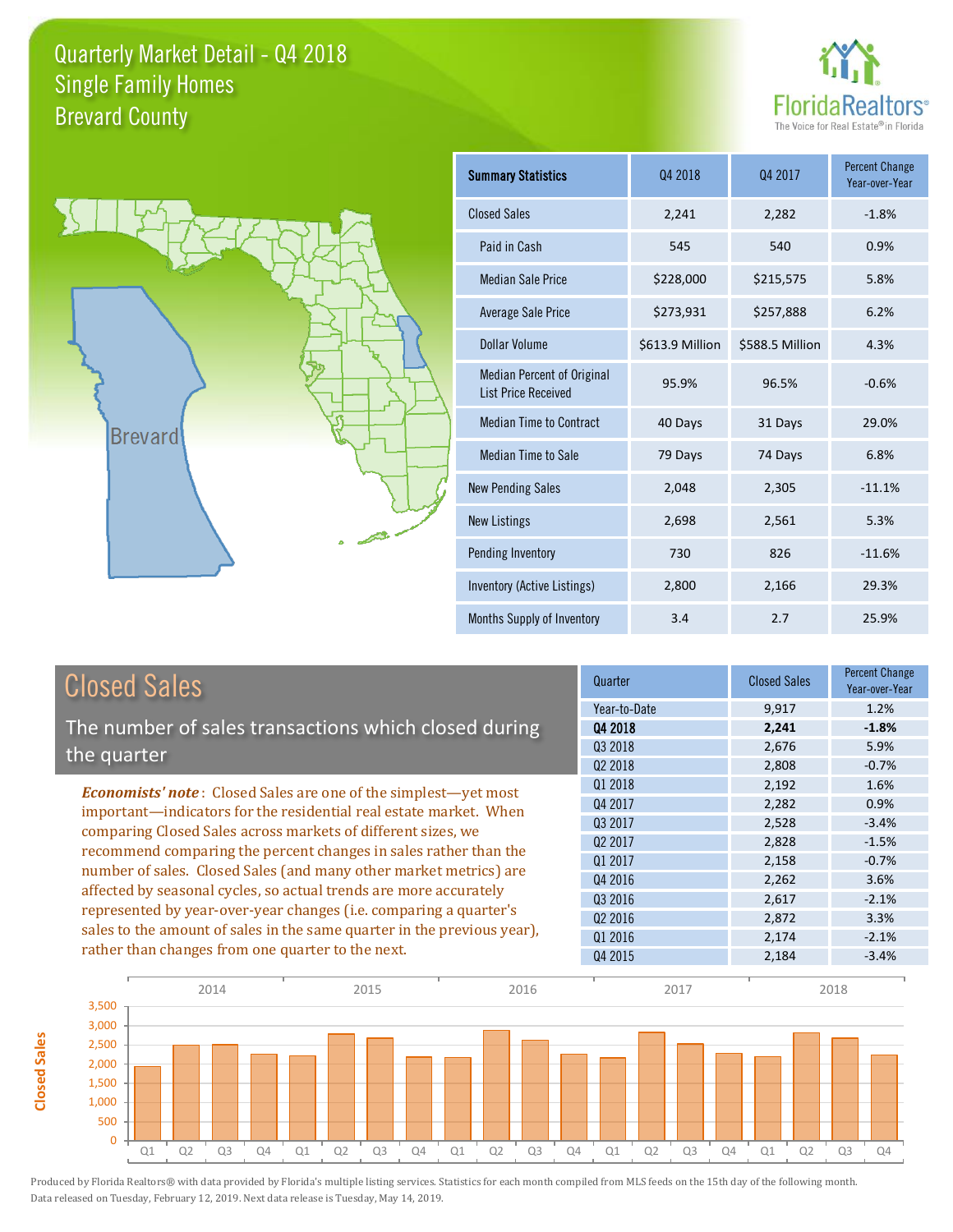# Quarterly Market Detail - Q4 2018
## Single Family Homes
## Brevard County

FloridaRealtors® The Voice for Real Estate® in Florida

Brevard

| Summary Statistics | Q4 2018 | Q4 2017 | Percent Change Year-over-Year |
|---|---|---|---|
| Closed Sales | 2,241 | 2,282 | -1.8% |
| Paid in Cash | 545 | 540 | 0.9% |
| Median Sale Price | $228,000 | $215,575 | 5.8% |
| Average Sale Price | $273,931 | $257,888 | 6.2% |
| Dollar Volume | $613.9 Million | $588.5 Million | 4.3% |
| Median Percent of Original List Price Received | 95.9% | 96.5% | -0.6% |
| Median Time to Contract | 40 Days | 31 Days | 29.0% |
| Median Time to Sale | 79 Days | 74 Days | 6.8% |
| New Pending Sales | 2,048 | 2,305 | -11.1% |
| New Listings | 2,698 | 2,561 | 5.3% |
| Pending Inventory | 730 | 826 | -11.6% |
| Inventory (Active Listings) | 2,800 | 2,166 | 29.3% |
| Months Supply of Inventory | 3.4 | 2.7 | 25.9% |

## Closed Sales

The number of sales transactions which closed during the quarter

***Economists' note***: Closed Sales are one of the simplest—yet most important—indicators for the residential real estate market. When comparing Closed Sales across markets of different sizes, we recommend comparing the percent changes in sales rather than the number of sales. Closed Sales (and many other market metrics) are affected by seasonal cycles, so actual trends are more accurately represented by year-over-year changes (i.e. comparing a quarter's sales to the amount of sales in the same quarter in the previous year), rather than changes from one quarter to the next.

| Quarter | Closed Sales | Percent Change Year-over-Year |
|---|---|---|
| Year-to-Date | 9,917 | 1.2% |
| **Q4 2018** | **2,241** | **-1.8%** |
| Q3 2018 | 2,676 | 5.9% |
| Q2 2018 | 2,808 | -0.7% |
| Q1 2018 | 2,192 | 1.6% |
| Q4 2017 | 2,282 | 0.9% |
| Q3 2017 | 2,528 | -3.4% |
| Q2 2017 | 2,828 | -1.5% |
| Q1 2017 | 2,158 | -0.7% |
| Q4 2016 | 2,262 | 3.6% |
| Q3 2016 | 2,617 | -2.1% |
| Q2 2016 | 2,872 | 3.3% |
| Q1 2016 | 2,174 | -2.1% |
| Q4 2015 | 2,184 | -3.4% |

Produced by Florida Realtors® with data provided by Florida's multiple listing services. Statistics for each month compiled from MLS feeds on the 15th day of the following month. Data released on Tuesday, February 12, 2019. Next data release is Tuesday, May 14, 2019.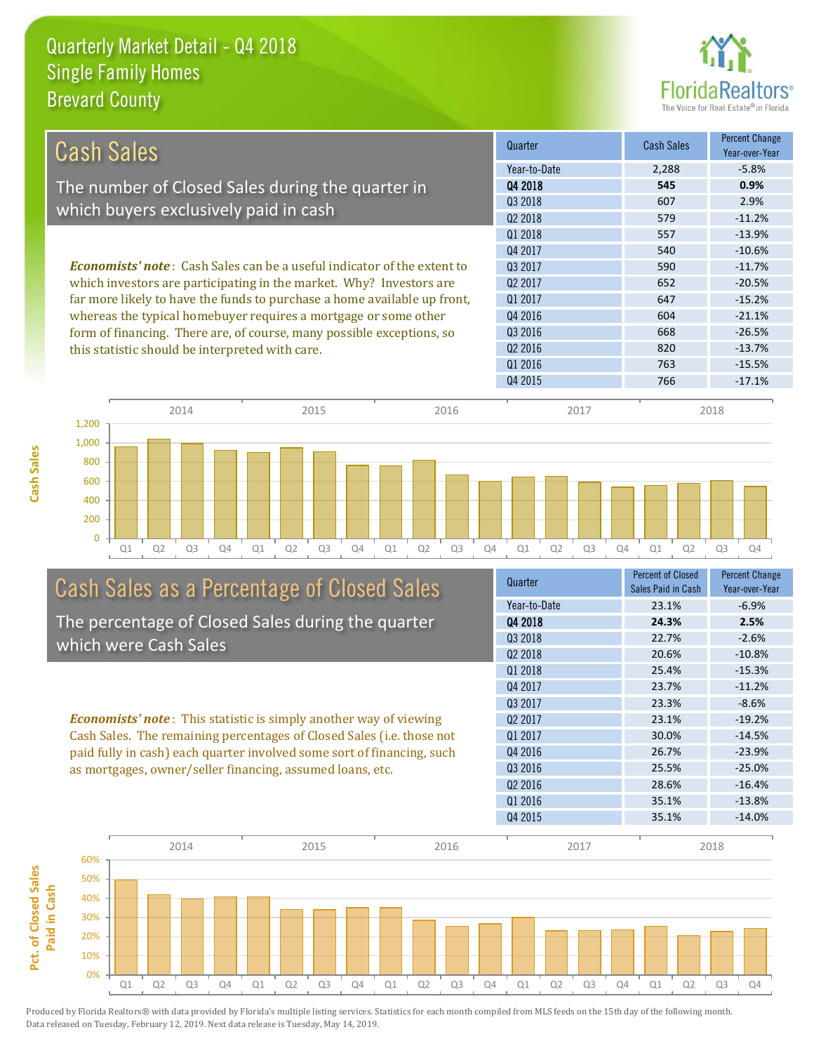# Quarterly Market Detail - Q4 2018
## Single Family Homes
## Brevard County

## Cash Sales

The number of Closed Sales during the quarter in which buyers exclusively paid in cash

*Economists' note*: Cash Sales can be a useful indicator of the extent to which investors are participating in the market. Why? Investors are far more likely to have the funds to purchase a home available up front, whereas the typical homebuyer requires a mortgage or some other form of financing. There are, of course, many possible exceptions, so this statistic should be interpreted with care.

| Quarter | Cash Sales | Percent Change Year-over-Year |
|---|---|---|
| Year-to-Date | 2,288 | -5.8% |
| **Q4 2018** | **545** | **0.9%** |
| Q3 2018 | 607 | 2.9% |
| Q2 2018 | 579 | -11.2% |
| Q1 2018 | 557 | -13.9% |
| Q4 2017 | 540 | -10.6% |
| Q3 2017 | 590 | -11.7% |
| Q2 2017 | 652 | -20.5% |
| Q1 2017 | 647 | -15.2% |
| Q4 2016 | 604 | -21.1% |
| Q3 2016 | 668 | -26.5% |
| Q2 2016 | 820 | -13.7% |
| Q1 2016 | 763 | -15.5% |
| Q4 2015 | 766 | -17.1% |

## Cash Sales as a Percentage of Closed Sales

The percentage of Closed Sales during the quarter which were Cash Sales

*Economists' note*: This statistic is simply another way of viewing Cash Sales. The remaining percentages of Closed Sales (i.e. those not paid fully in cash) each quarter involved some sort of financing, such as mortgages, owner/seller financing, assumed loans, etc.

| Quarter | Percent of Closed Sales Paid in Cash | Percent Change Year-over-Year |
|---|---|---|
| Year-to-Date | 23.1% | -6.9% |
| **Q4 2018** | **24.3%** | **2.5%** |
| Q3 2018 | 22.7% | -2.6% |
| Q2 2018 | 20.6% | -10.8% |
| Q1 2018 | 25.4% | -15.3% |
| Q4 2017 | 23.7% | -11.2% |
| Q3 2017 | 23.3% | -8.6% |
| Q2 2017 | 23.1% | -19.2% |
| Q1 2017 | 30.0% | -14.5% |
| Q4 2016 | 26.7% | -23.9% |
| Q3 2016 | 25.5% | -25.0% |
| Q2 2016 | 28.6% | -16.4% |
| Q1 2016 | 35.1% | -13.8% |
| Q4 2015 | 35.1% | -14.0% |

Produced by Florida Realtors® with data provided by Florida's multiple listing services. Statistics for each month compiled from MLS feeds on the 15th day of the following month. Data released on Tuesday, February 12, 2019. Next data release is Tuesday, May 14, 2019.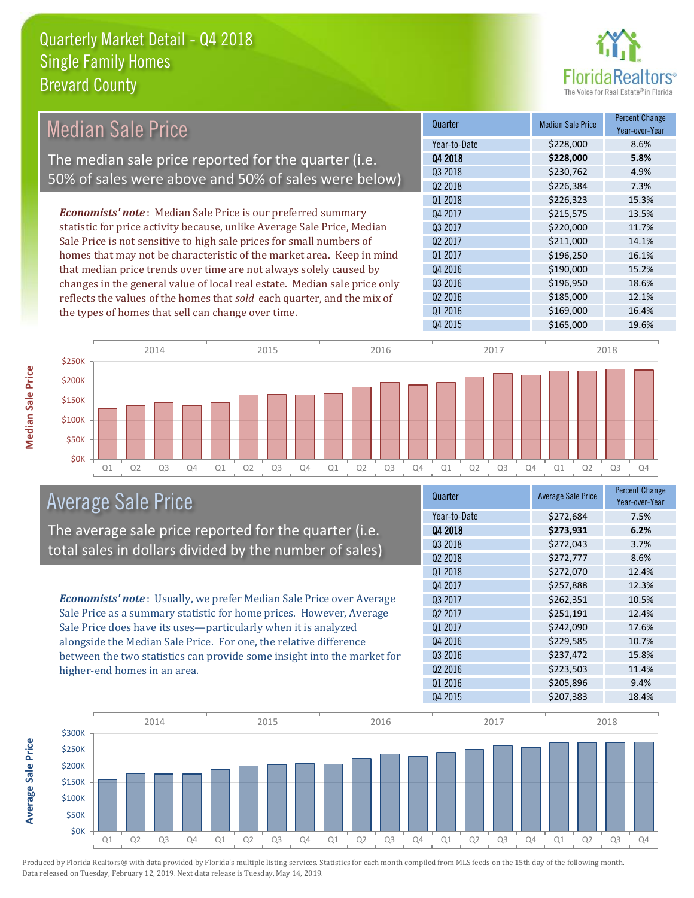# Quarterly Market Detail - Q4 2018
## Single Family Homes
## Brevard County

## Median Sale Price

The median sale price reported for the quarter (i.e. 50% of sales were above and 50% of sales were below)

***Economists' note***: Median Sale Price is our preferred summary statistic for price activity because, unlike Average Sale Price, Median Sale Price is not sensitive to high sale prices for small numbers of homes that may not be characteristic of the market area. Keep in mind that median price trends over time are not always solely caused by changes in the general value of local real estate. Median sale price only reflects the values of the homes that *sold* each quarter, and the mix of the types of homes that sell can change over time.

| Quarter | Median Sale Price | Percent Change Year-over-Year |
|---|---|---|
| Year-to-Date | $228,000 | 8.6% |
| **Q4 2018** | **$228,000** | **5.8%** |
| Q3 2018 | $230,762 | 4.9% |
| Q2 2018 | $226,384 | 7.3% |
| Q1 2018 | $226,323 | 15.3% |
| Q4 2017 | $215,575 | 13.5% |
| Q3 2017 | $220,000 | 11.7% |
| Q2 2017 | $211,000 | 14.1% |
| Q1 2017 | $196,250 | 16.1% |
| Q4 2016 | $190,000 | 15.2% |
| Q3 2016 | $196,950 | 18.6% |
| Q2 2016 | $185,000 | 12.1% |
| Q1 2016 | $169,000 | 16.4% |
| Q4 2015 | $165,000 | 19.6% |

## Average Sale Price

The average sale price reported for the quarter (i.e. total sales in dollars divided by the number of sales)

***Economists' note***: Usually, we prefer Median Sale Price over Average Sale Price as a summary statistic for home prices. However, Average Sale Price does have its uses—particularly when it is analyzed alongside the Median Sale Price. For one, the relative difference between the two statistics can provide some insight into the market for higher-end homes in an area.

| Quarter | Average Sale Price | Percent Change Year-over-Year |
|---|---|---|
| Year-to-Date | $272,684 | 7.5% |
| **Q4 2018** | **$273,931** | **6.2%** |
| Q3 2018 | $272,043 | 3.7% |
| Q2 2018 | $272,777 | 8.6% |
| Q1 2018 | $272,070 | 12.4% |
| Q4 2017 | $257,888 | 12.3% |
| Q3 2017 | $262,351 | 10.5% |
| Q2 2017 | $251,191 | 12.4% |
| Q1 2017 | $242,090 | 17.6% |
| Q4 2016 | $229,585 | 10.7% |
| Q3 2016 | $237,472 | 15.8% |
| Q2 2016 | $223,503 | 11.4% |
| Q1 2016 | $205,896 | 9.4% |
| Q4 2015 | $207,383 | 18.4% |

Produced by Florida Realtors® with data provided by Florida's multiple listing services. Statistics for each month compiled from MLS feeds on the 15th day of the following month. Data released on Tuesday, February 12, 2019. Next data release is Tuesday, May 14, 2019.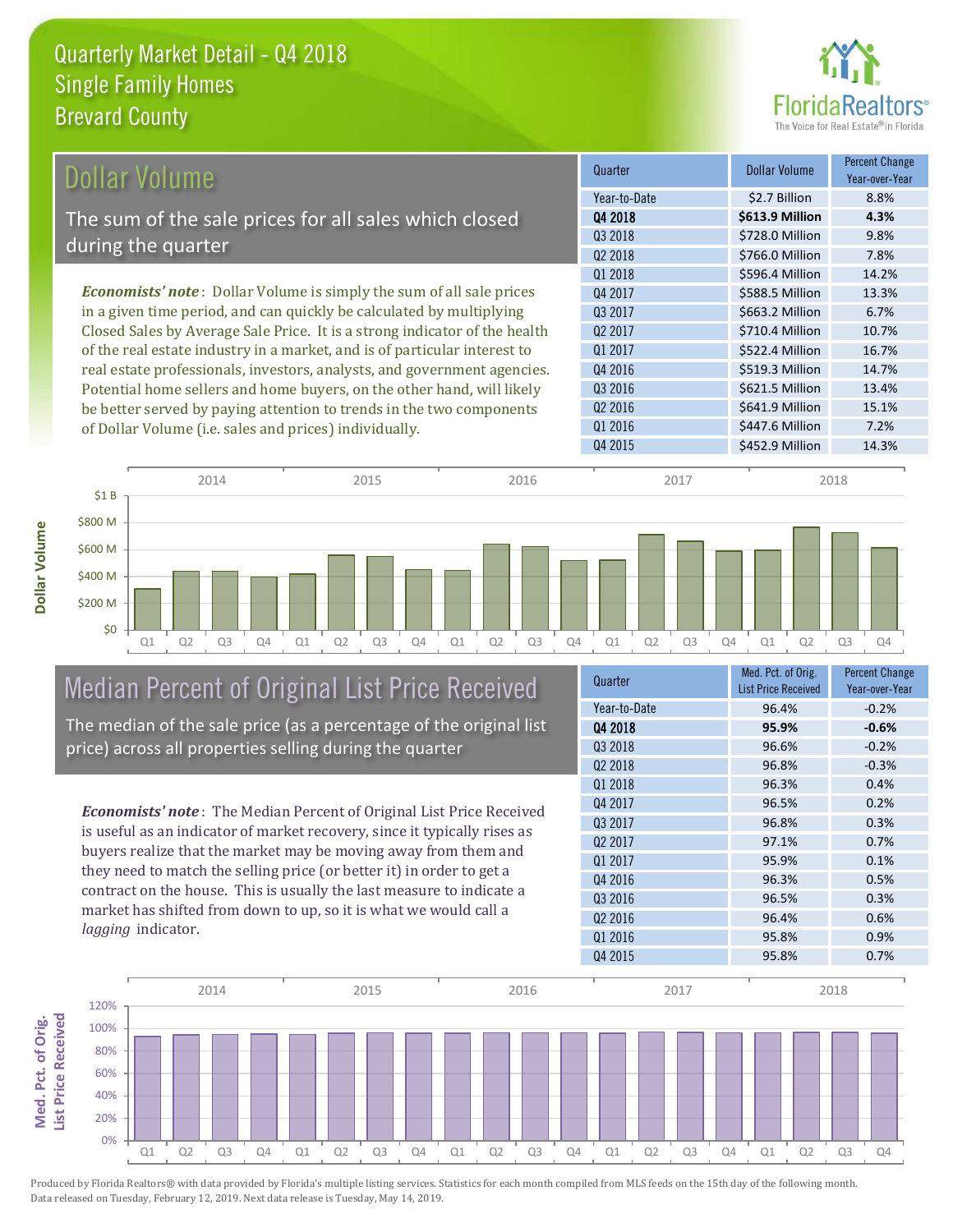# Quarterly Market Detail - Q4 2018
## Single Family Homes
## Brevard County

## Dollar Volume

The sum of the sale prices for all sales which closed during the quarter

*Economists' note*: Dollar Volume is simply the sum of all sale prices in a given time period, and can quickly be calculated by multiplying Closed Sales by Average Sale Price. It is a strong indicator of the health of the real estate industry in a market, and is of particular interest to real estate professionals, investors, analysts, and government agencies. Potential home sellers and home buyers, on the other hand, will likely be better served by paying attention to trends in the two components of Dollar Volume (i.e. sales and prices) individually.

| Quarter | Dollar Volume | Percent Change Year-over-Year |
|---|---|---|
| Year-to-Date | $2.7 Billion | 8.8% |
| **Q4 2018** | **$613.9 Million** | **4.3%** |
| Q3 2018 | $728.0 Million | 9.8% |
| Q2 2018 | $766.0 Million | 7.8% |
| Q1 2018 | $596.4 Million | 14.2% |
| Q4 2017 | $588.5 Million | 13.3% |
| Q3 2017 | $663.2 Million | 6.7% |
| Q2 2017 | $710.4 Million | 10.7% |
| Q1 2017 | $522.4 Million | 16.7% |
| Q4 2016 | $519.3 Million | 14.7% |
| Q3 2016 | $621.5 Million | 13.4% |
| Q2 2016 | $641.9 Million | 15.1% |
| Q1 2016 | $447.6 Million | 7.2% |
| Q4 2015 | $452.9 Million | 14.3% |

## Median Percent of Original List Price Received

The median of the sale price (as a percentage of the original list price) across all properties selling during the quarter

*Economists' note*: The Median Percent of Original List Price Received is useful as an indicator of market recovery, since it typically rises as buyers realize that the market may be moving away from them and they need to match the selling price (or better it) in order to get a contract on the house. This is usually the last measure to indicate a market has shifted from down to up, so it is what we would call a *lagging* indicator.

| Quarter | Med. Pct. of Orig. List Price Received | Percent Change Year-over-Year |
|---|---|---|
| Year-to-Date | 96.4% | -0.2% |
| **Q4 2018** | **95.9%** | **-0.6%** |
| Q3 2018 | 96.6% | -0.2% |
| Q2 2018 | 96.8% | -0.3% |
| Q1 2018 | 96.3% | 0.4% |
| Q4 2017 | 96.5% | 0.2% |
| Q3 2017 | 96.8% | 0.3% |
| Q2 2017 | 97.1% | 0.7% |
| Q1 2017 | 95.9% | 0.1% |
| Q4 2016 | 96.3% | 0.5% |
| Q3 2016 | 96.5% | 0.3% |
| Q2 2016 | 96.4% | 0.6% |
| Q1 2016 | 95.8% | 0.9% |
| Q4 2015 | 95.8% | 0.7% |

Produced by Florida Realtors® with data provided by Florida's multiple listing services. Statistics for each month compiled from MLS feeds on the 15th day of the following month. Data released on Tuesday, February 12, 2019. Next data release is Tuesday, May 14, 2019.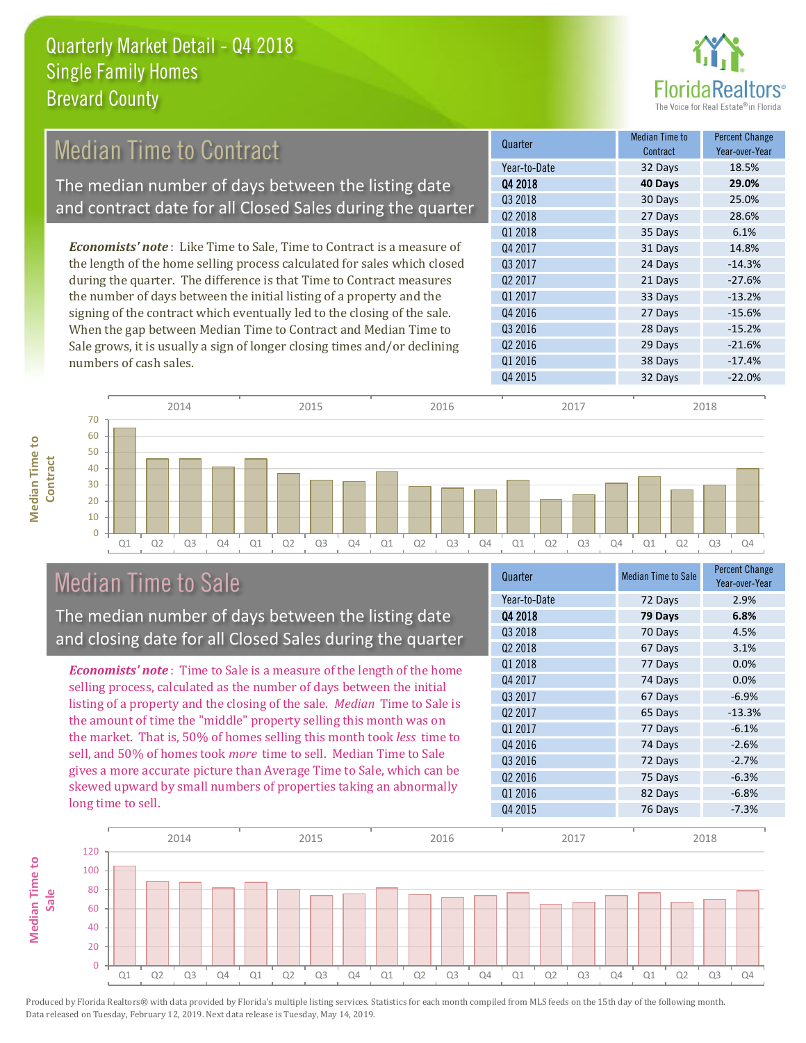# Quarterly Market Detail - Q4 2018
## Single Family Homes
## Brevard County

## Median Time to Contract

The median number of days between the listing date and contract date for all Closed Sales during the quarter

*Economists' note*: Like Time to Sale, Time to Contract is a measure of the length of the home selling process calculated for sales which closed during the quarter. The difference is that Time to Contract measures the number of days between the initial listing of a property and the signing of the contract which eventually led to the closing of the sale. When the gap between Median Time to Contract and Median Time to Sale grows, it is usually a sign of longer closing times and/or declining numbers of cash sales.

| Quarter | Median Time to Contract | Percent Change Year-over-Year |
|---|---|---|
| Year-to-Date | 32 Days | 18.5% |
| **Q4 2018** | **40 Days** | **29.0%** |
| Q3 2018 | 30 Days | 25.0% |
| Q2 2018 | 27 Days | 28.6% |
| Q1 2018 | 35 Days | 6.1% |
| Q4 2017 | 31 Days | 14.8% |
| Q3 2017 | 24 Days | -14.3% |
| Q2 2017 | 21 Days | -27.6% |
| Q1 2017 | 33 Days | -13.2% |
| Q4 2016 | 27 Days | -15.6% |
| Q3 2016 | 28 Days | -15.2% |
| Q2 2016 | 29 Days | -21.6% |
| Q1 2016 | 38 Days | -17.4% |
| Q4 2015 | 32 Days | -22.0% |

## Median Time to Sale

The median number of days between the listing date and closing date for all Closed Sales during the quarter

*Economists' note*: Time to Sale is a measure of the length of the home selling process, calculated as the number of days between the initial listing of a property and the closing of the sale. *Median* Time to Sale is the amount of time the "middle" property selling this month was on the market. That is, 50% of homes selling this month took *less* time to sell, and 50% of homes took *more* time to sell. Median Time to Sale gives a more accurate picture than Average Time to Sale, which can be skewed upward by small numbers of properties taking an abnormally long time to sell.

| Quarter | Median Time to Sale | Percent Change Year-over-Year |
|---|---|---|
| Year-to-Date | 72 Days | 2.9% |
| **Q4 2018** | **79 Days** | **6.8%** |
| Q3 2018 | 70 Days | 4.5% |
| Q2 2018 | 67 Days | 3.1% |
| Q1 2018 | 77 Days | 0.0% |
| Q4 2017 | 74 Days | 0.0% |
| Q3 2017 | 67 Days | -6.9% |
| Q2 2017 | 65 Days | -13.3% |
| Q1 2017 | 77 Days | -6.1% |
| Q4 2016 | 74 Days | -2.6% |
| Q3 2016 | 72 Days | -2.7% |
| Q2 2016 | 75 Days | -6.3% |
| Q1 2016 | 82 Days | -6.8% |
| Q4 2015 | 76 Days | -7.3% |

Produced by Florida Realtors® with data provided by Florida's multiple listing services. Statistics for each month compiled from MLS feeds on the 15th day of the following month. Data released on Tuesday, February 12, 2019. Next data release is Tuesday, May 14, 2019.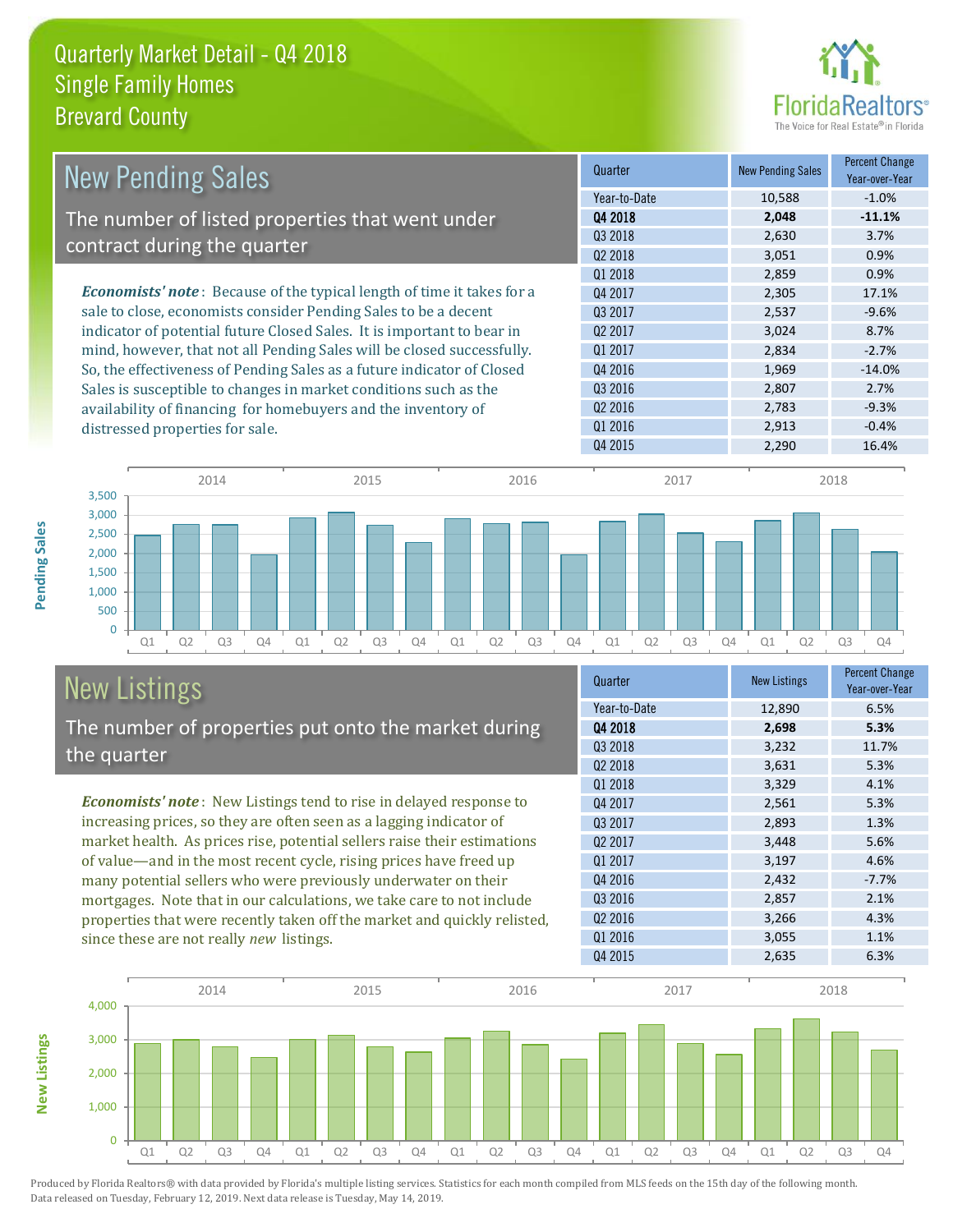# Quarterly Market Detail - Q4 2018
## Single Family Homes
## Brevard County

## New Pending Sales

The number of listed properties that went under contract during the quarter

***Economists' note***: Because of the typical length of time it takes for a sale to close, economists consider Pending Sales to be a decent indicator of potential future Closed Sales. It is important to bear in mind, however, that not all Pending Sales will be closed successfully. So, the effectiveness of Pending Sales as a future indicator of Closed Sales is susceptible to changes in market conditions such as the availability of financing for homebuyers and the inventory of distressed properties for sale.

| Quarter | New Pending Sales | Percent Change Year-over-Year |
|---|---|---|
| Year-to-Date | 10,588 | -1.0% |
| **Q4 2018** | **2,048** | **-11.1%** |
| Q3 2018 | 2,630 | 3.7% |
| Q2 2018 | 3,051 | 0.9% |
| Q1 2018 | 2,859 | 0.9% |
| Q4 2017 | 2,305 | 17.1% |
| Q3 2017 | 2,537 | -9.6% |
| Q2 2017 | 3,024 | 8.7% |
| Q1 2017 | 2,834 | -2.7% |
| Q4 2016 | 1,969 | -14.0% |
| Q3 2016 | 2,807 | 2.7% |
| Q2 2016 | 2,783 | -9.3% |
| Q1 2016 | 2,913 | -0.4% |
| Q4 2015 | 2,290 | 16.4% |

## New Listings

The number of properties put onto the market during the quarter

***Economists' note***: New Listings tend to rise in delayed response to increasing prices, so they are often seen as a lagging indicator of market health. As prices rise, potential sellers raise their estimations of value—and in the most recent cycle, rising prices have freed up many potential sellers who were previously underwater on their mortgages. Note that in our calculations, we take care to not include properties that were recently taken off the market and quickly relisted, since these are not really *new* listings.

| Quarter | New Listings | Percent Change Year-over-Year |
|---|---|---|
| Year-to-Date | 12,890 | 6.5% |
| **Q4 2018** | **2,698** | **5.3%** |
| Q3 2018 | 3,232 | 11.7% |
| Q2 2018 | 3,631 | 5.3% |
| Q1 2018 | 3,329 | 4.1% |
| Q4 2017 | 2,561 | 5.3% |
| Q3 2017 | 2,893 | 1.3% |
| Q2 2017 | 3,448 | 5.6% |
| Q1 2017 | 3,197 | 4.6% |
| Q4 2016 | 2,432 | -7.7% |
| Q3 2016 | 2,857 | 2.1% |
| Q2 2016 | 3,266 | 4.3% |
| Q1 2016 | 3,055 | 1.1% |
| Q4 2015 | 2,635 | 6.3% |

Produced by Florida Realtors® with data provided by Florida's multiple listing services. Statistics for each month compiled from MLS feeds on the 15th day of the following month. Data released on Tuesday, February 12, 2019. Next data release is Tuesday, May 14, 2019.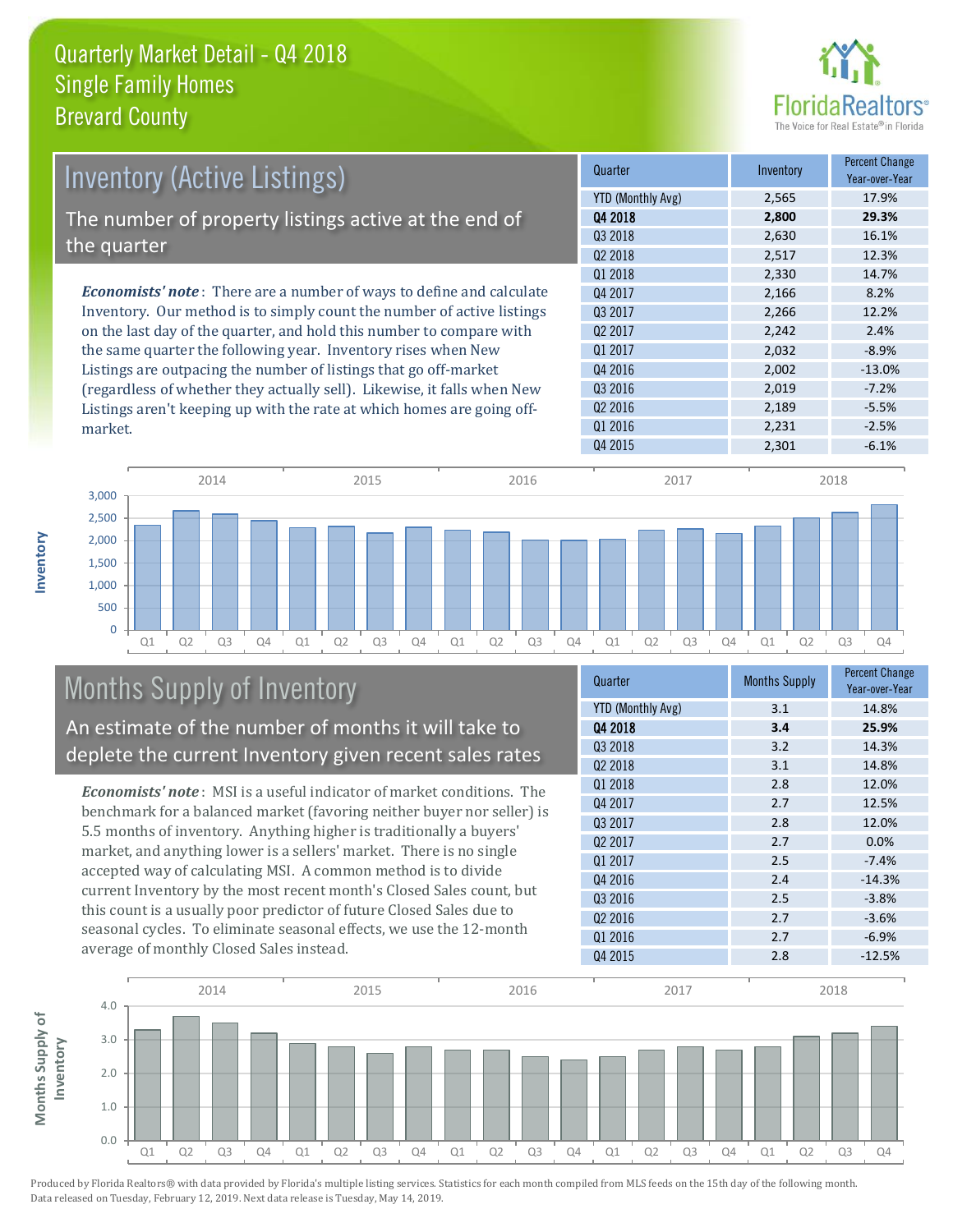# Quarterly Market Detail - Q4 2018
## Single Family Homes
## Brevard County

## Inventory (Active Listings)

The number of property listings active at the end of the quarter

*Economists' note*: There are a number of ways to define and calculate Inventory. Our method is to simply count the number of active listings on the last day of the quarter, and hold this number to compare with the same quarter the following year. Inventory rises when New Listings are outpacing the number of listings that go off-market (regardless of whether they actually sell). Likewise, it falls when New Listings aren't keeping up with the rate at which homes are going off-market.

| Quarter | Inventory | Percent Change Year-over-Year |
|---|---|---|
| YTD (Monthly Avg) | 2,565 | 17.9% |
| **Q4 2018** | **2,800** | **29.3%** |
| Q3 2018 | 2,630 | 16.1% |
| Q2 2018 | 2,517 | 12.3% |
| Q1 2018 | 2,330 | 14.7% |
| Q4 2017 | 2,166 | 8.2% |
| Q3 2017 | 2,266 | 12.2% |
| Q2 2017 | 2,242 | 2.4% |
| Q1 2017 | 2,032 | -8.9% |
| Q4 2016 | 2,002 | -13.0% |
| Q3 2016 | 2,019 | -7.2% |
| Q2 2016 | 2,189 | -5.5% |
| Q1 2016 | 2,231 | -2.5% |
| Q4 2015 | 2,301 | -6.1% |

## Months Supply of Inventory

An estimate of the number of months it will take to deplete the current Inventory given recent sales rates

*Economists' note*: MSI is a useful indicator of market conditions. The benchmark for a balanced market (favoring neither buyer nor seller) is 5.5 months of inventory. Anything higher is traditionally a buyers' market, and anything lower is a sellers' market. There is no single accepted way of calculating MSI. A common method is to divide current Inventory by the most recent month's Closed Sales count, but this count is a usually poor predictor of future Closed Sales due to seasonal cycles. To eliminate seasonal effects, we use the 12-month average of monthly Closed Sales instead.

| Quarter | Months Supply | Percent Change Year-over-Year |
|---|---|---|
| YTD (Monthly Avg) | 3.1 | 14.8% |
| **Q4 2018** | **3.4** | **25.9%** |
| Q3 2018 | 3.2 | 14.3% |
| Q2 2018 | 3.1 | 14.8% |
| Q1 2018 | 2.8 | 12.0% |
| Q4 2017 | 2.7 | 12.5% |
| Q3 2017 | 2.8 | 12.0% |
| Q2 2017 | 2.7 | 0.0% |
| Q1 2017 | 2.5 | -7.4% |
| Q4 2016 | 2.4 | -14.3% |
| Q3 2016 | 2.5 | -3.8% |
| Q2 2016 | 2.7 | -3.6% |
| Q1 2016 | 2.7 | -6.9% |
| Q4 2015 | 2.8 | -12.5% |

Produced by Florida Realtors® with data provided by Florida's multiple listing services. Statistics for each month compiled from MLS feeds on the 15th day of the following month. Data released on Tuesday, February 12, 2019. Next data release is Tuesday, May 14, 2019.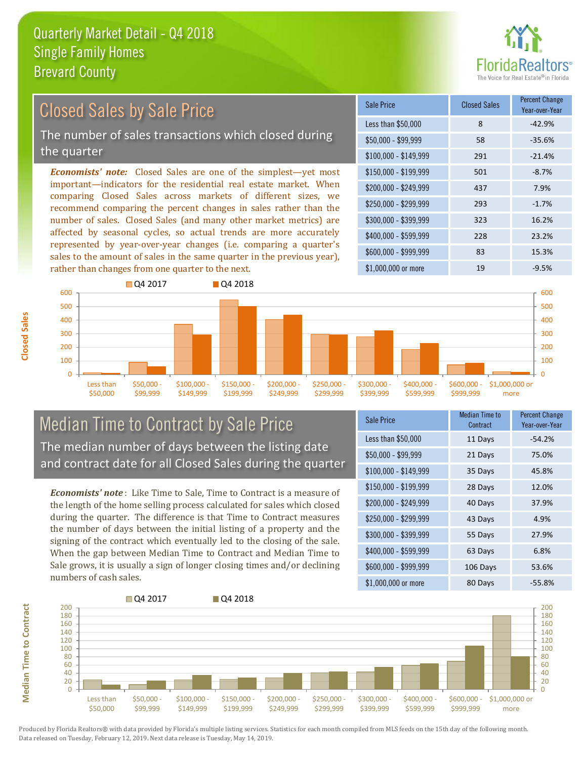# Quarterly Market Detail - Q4 2018
## Single Family Homes
## Brevard County

## Closed Sales by Sale Price

The number of sales transactions which closed during the quarter

***Economists' note:*** Closed Sales are one of the simplest—yet most important—indicators for the residential real estate market. When comparing Closed Sales across markets of different sizes, we recommend comparing the percent changes in sales rather than the number of sales. Closed Sales (and many other market metrics) are affected by seasonal cycles, so actual trends are more accurately represented by year-over-year changes (i.e. comparing a quarter's sales to the amount of sales in the same quarter in the previous year), rather than changes from one quarter to the next.

| Sale Price | Closed Sales | Percent Change Year-over-Year |
|---|---|---|
| Less than $50,000 | 8 | -42.9% |
| $50,000 - $99,999 | 58 | -35.6% |
| $100,000 - $149,999 | 291 | -21.4% |
| $150,000 - $199,999 | 501 | -8.7% |
| $200,000 - $249,999 | 437 | 7.9% |
| $250,000 - $299,999 | 293 | -1.7% |
| $300,000 - $399,999 | 323 | 16.2% |
| $400,000 - $599,999 | 228 | 23.2% |
| $600,000 - $999,999 | 83 | 15.3% |
| $1,000,000 or more | 19 | -9.5% |

## Median Time to Contract by Sale Price

The median number of days between the listing date and contract date for all Closed Sales during the quarter

***Economists' note***: Like Time to Sale, Time to Contract is a measure of the length of the home selling process calculated for sales which closed during the quarter. The difference is that Time to Contract measures the number of days between the initial listing of a property and the signing of the contract which eventually led to the closing of the sale. When the gap between Median Time to Contract and Median Time to Sale grows, it is usually a sign of longer closing times and/or declining numbers of cash sales.

| Sale Price | Median Time to Contract | Percent Change Year-over-Year |
|---|---|---|
| Less than $50,000 | 11 Days | -54.2% |
| $50,000 - $99,999 | 21 Days | 75.0% |
| $100,000 - $149,999 | 35 Days | 45.8% |
| $150,000 - $199,999 | 28 Days | 12.0% |
| $200,000 - $249,999 | 40 Days | 37.9% |
| $250,000 - $299,999 | 43 Days | 4.9% |
| $300,000 - $399,999 | 55 Days | 27.9% |
| $400,000 - $599,999 | 63 Days | 6.8% |
| $600,000 - $999,999 | 106 Days | 53.6% |
| $1,000,000 or more | 80 Days | -55.8% |

Produced by Florida Realtors® with data provided by Florida's multiple listing services. Statistics for each month compiled from MLS feeds on the 15th day of the following month. Data released on Tuesday, February 12, 2019. Next data release is Tuesday, May 14, 2019.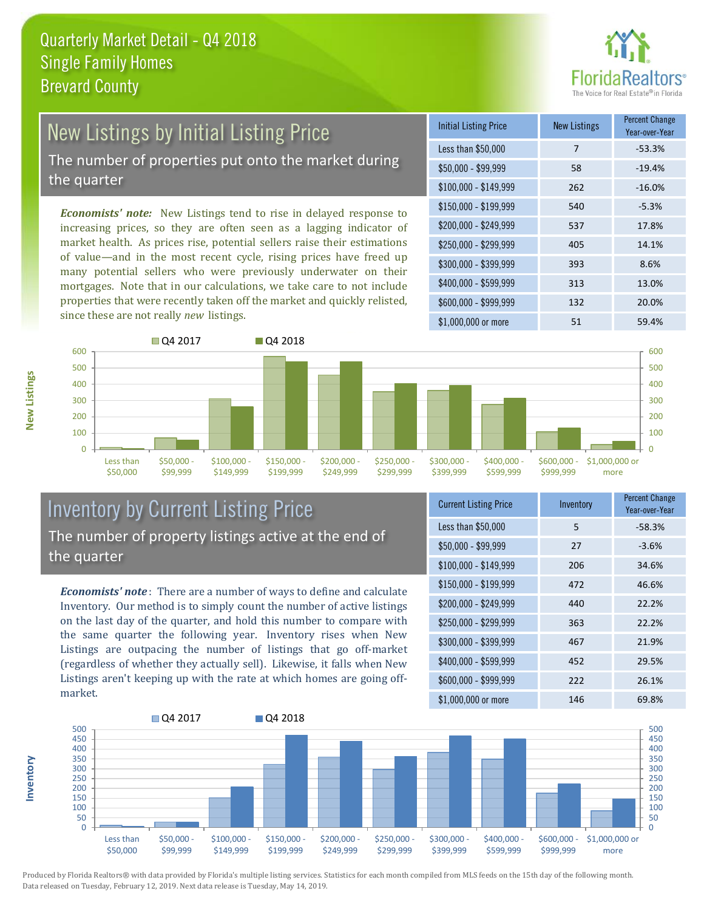# Quarterly Market Detail - Q4 2018
## Single Family Homes
## Brevard County

## New Listings by Initial Listing Price

The number of properties put onto the market during the quarter

*Economists' note:* New Listings tend to rise in delayed response to increasing prices, so they are often seen as a lagging indicator of market health. As prices rise, potential sellers raise their estimations of value—and in the most recent cycle, rising prices have freed up many potential sellers who were previously underwater on their mortgages. Note that in our calculations, we take care to not include properties that were recently taken off the market and quickly relisted, since these are not really *new* listings.

| Initial Listing Price | New Listings | Percent Change Year-over-Year |
|---|---|---|
| Less than $50,000 | 7 | -53.3% |
| $50,000 - $99,999 | 58 | -19.4% |
| $100,000 - $149,999 | 262 | -16.0% |
| $150,000 - $199,999 | 540 | -5.3% |
| $200,000 - $249,999 | 537 | 17.8% |
| $250,000 - $299,999 | 405 | 14.1% |
| $300,000 - $399,999 | 393 | 8.6% |
| $400,000 - $599,999 | 313 | 13.0% |
| $600,000 - $999,999 | 132 | 20.0% |
| $1,000,000 or more | 51 | 59.4% |

## Inventory by Current Listing Price

The number of property listings active at the end of the quarter

*Economists' note*: There are a number of ways to define and calculate Inventory. Our method is to simply count the number of active listings on the last day of the quarter, and hold this number to compare with the same quarter the following year. Inventory rises when New Listings are outpacing the number of listings that go off-market (regardless of whether they actually sell). Likewise, it falls when New Listings aren't keeping up with the rate at which homes are going off-market.

| Current Listing Price | Inventory | Percent Change Year-over-Year |
|---|---|---|
| Less than $50,000 | 5 | -58.3% |
| $50,000 - $99,999 | 27 | -3.6% |
| $100,000 - $149,999 | 206 | 34.6% |
| $150,000 - $199,999 | 472 | 46.6% |
| $200,000 - $249,999 | 440 | 22.2% |
| $250,000 - $299,999 | 363 | 22.2% |
| $300,000 - $399,999 | 467 | 21.9% |
| $400,000 - $599,999 | 452 | 29.5% |
| $600,000 - $999,999 | 222 | 26.1% |
| $1,000,000 or more | 146 | 69.8% |

Produced by Florida Realtors® with data provided by Florida's multiple listing services. Statistics for each month compiled from MLS feeds on the 15th day of the following month. Data released on Tuesday, February 12, 2019. Next data release is Tuesday, May 14, 2019.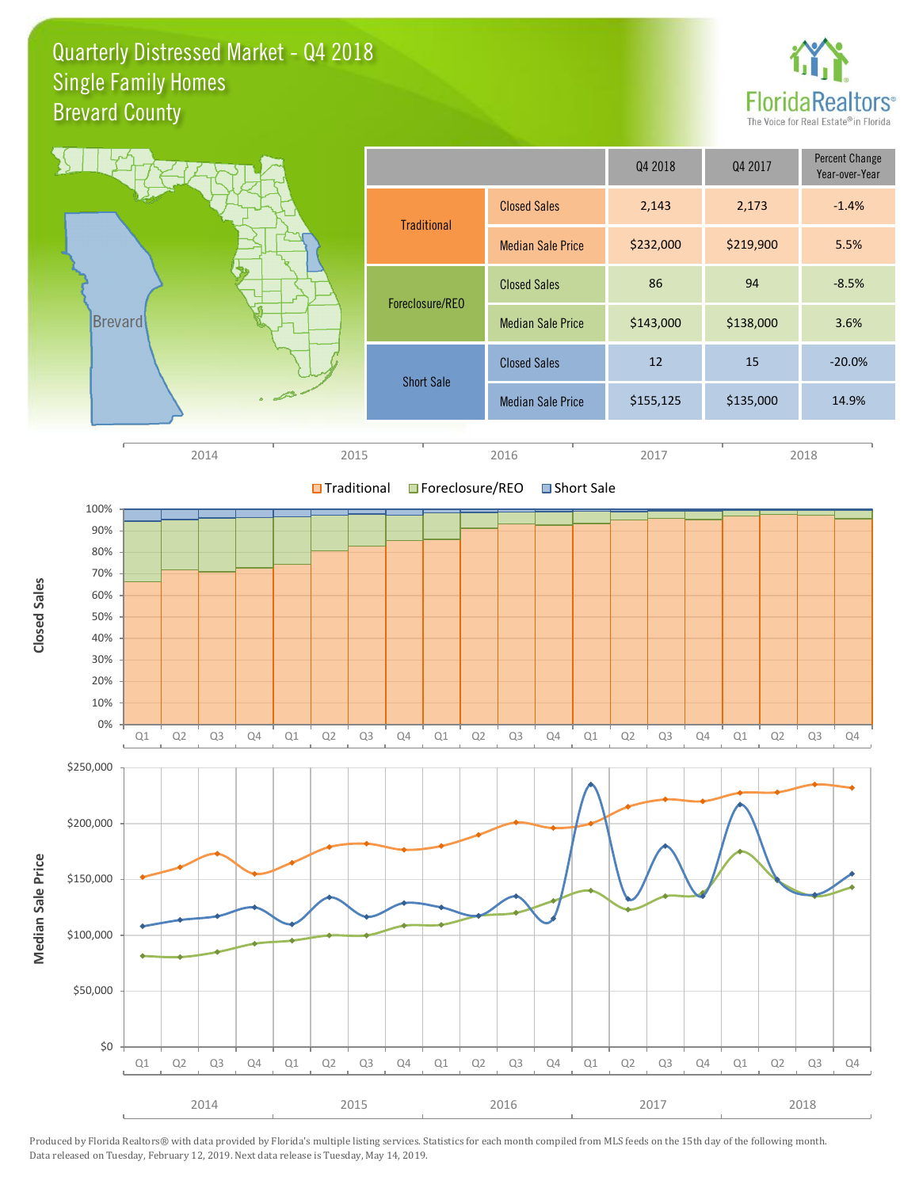# Quarterly Distressed Market - Q4 2018
## Single Family Homes
## Brevard County

FloridaRealtors®
The Voice for Real Estate® in Florida

Brevard

| | | Q4 2018 | Q4 2017 | Percent Change Year-over-Year |
|---|---|---|---|---|
| Traditional | Closed Sales | 2,143 | 2,173 | -1.4% |
| | Median Sale Price | $232,000 | $219,900 | 5.5% |
| Foreclosure/REO | Closed Sales | 86 | 94 | -8.5% |
| | Median Sale Price | $143,000 | $138,000 | 3.6% |
| Short Sale | Closed Sales | 12 | 15 | -20.0% |
| | Median Sale Price | $155,125 | $135,000 | 14.9% |

2014 2015 2016 2017 2018

Traditional Foreclosure/REO Short Sale

Closed Sales

100% 90% 80% 70% 60% 50% 40% 30% 20% 10% 0%

Q1 Q2 Q3 Q4 Q1 Q2 Q3 Q4 Q1 Q2 Q3 Q4 Q1 Q2 Q3 Q4 Q1 Q2 Q3 Q4

Median Sale Price

$250,000 $200,000 $150,000 $100,000 $50,000 $0

Q1 Q2 Q3 Q4 Q1 Q2 Q3 Q4 Q1 Q2 Q3 Q4 Q1 Q2 Q3 Q4 Q1 Q2 Q3 Q4

2014 2015 2016 2017 2018

Produced by Florida Realtors® with data provided by Florida's multiple listing services. Statistics for each month compiled from MLS feeds on the 15th day of the following month.
Data released on Tuesday, February 12, 2019. Next data release is Tuesday, May 14, 2019.